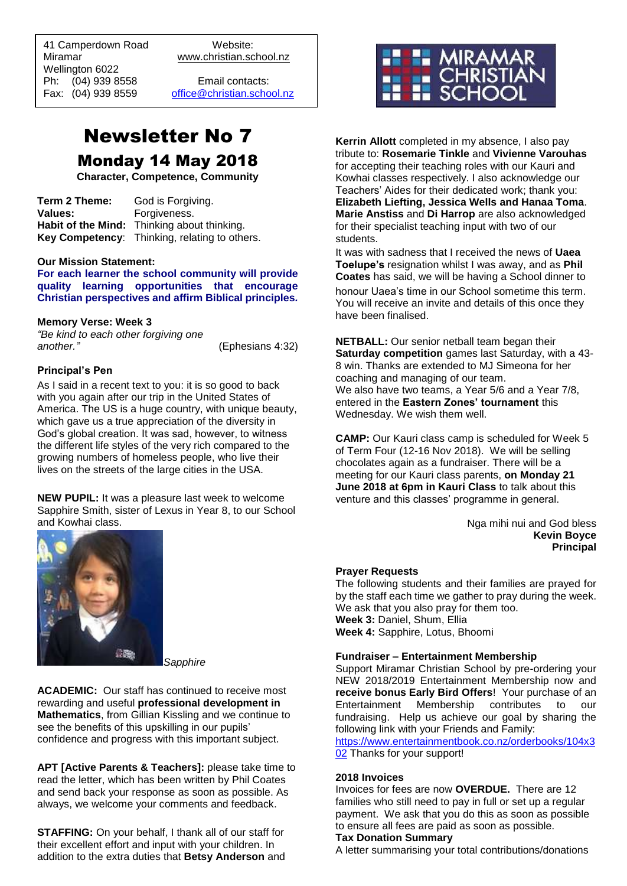41 Camperdown Road
Miramar
Wellington 6022
Ph: (04) 939 8558
Fax: (04) 939 8559

Website:
www.christian.school.nz

Email contacts:
office@christian.school.nz

MIRAMAR CHRISTIAN SCHOOL

# Newsletter No 7

## Monday 14 May 2018

**Character, Competence, Community**

**Term 2 Theme:** God is Forgiving.
**Values:** Forgiveness.
**Habit of the Mind:** Thinking about thinking.
**Key Competency**: Thinking, relating to others.

**Our Mission Statement:**
**For each learner the school community will provide quality learning opportunities that encourage Christian perspectives and affirm Biblical principles.**

**Memory Verse: Week 3**
*"Be kind to each other forgiving one another."* (Ephesians 4:32)

### Principal's Pen

As I said in a recent text to you: it is so good to back with you again after our trip in the United States of America. The US is a huge country, with unique beauty, which gave us a true appreciation of the diversity in God's global creation. It was sad, however, to witness the different life styles of the very rich compared to the growing numbers of homeless people, who live their lives on the streets of the large cities in the USA.

**NEW PUPIL:** It was a pleasure last week to welcome Sapphire Smith, sister of Lexus in Year 8, to our School and Kowhai class.

*Sapphire*

**ACADEMIC:** Our staff has continued to receive most rewarding and useful **professional development in Mathematics**, from Gillian Kissling and we continue to see the benefits of this upskilling in our pupils' confidence and progress with this important subject.

**APT [Active Parents & Teachers]:** please take time to read the letter, which has been written by Phil Coates and send back your response as soon as possible. As always, we welcome your comments and feedback.

**STAFFING:** On your behalf, I thank all of our staff for their excellent effort and input with your children. In addition to the extra duties that **Betsy Anderson** and **Kerrin Allott** completed in my absence, I also pay tribute to: **Rosemarie Tinkle** and **Vivienne Varouhas** for accepting their teaching roles with our Kauri and Kowhai classes respectively. I also acknowledge our Teachers' Aides for their dedicated work; thank you: **Elizabeth Liefting, Jessica Wells and Hanaa Toma**. **Marie Anstiss** and **Di Harrop** are also acknowledged for their specialist teaching input with two of our students.

It was with sadness that I received the news of **Uaea Toelupe's** resignation whilst I was away, and as **Phil Coates** has said, we will be having a School dinner to honour Uaea's time in our School sometime this term. You will receive an invite and details of this once they have been finalised.

**NETBALL:** Our senior netball team began their **Saturday competition** games last Saturday, with a 43-8 win. Thanks are extended to MJ Simeona for her coaching and managing of our team.
We also have two teams, a Year 5/6 and a Year 7/8, entered in the **Eastern Zones' tournament** this Wednesday. We wish them well.

**CAMP:** Our Kauri class camp is scheduled for Week 5 of Term Four (12-16 Nov 2018). We will be selling chocolates again as a fundraiser. There will be a meeting for our Kauri class parents, **on Monday 21 June 2018 at 6pm in Kauri Class** to talk about this venture and this classes' programme in general.

Nga mihi nui and God bless
**Kevin Boyce**
**Principal**

### Prayer Requests

The following students and their families are prayed for by the staff each time we gather to pray during the week. We ask that you also pray for them too.
**Week 3:** Daniel, Shum, Ellia
**Week 4:** Sapphire, Lotus, Bhoomi

### Fundraiser – Entertainment Membership

Support Miramar Christian School by pre-ordering your NEW 2018/2019 Entertainment Membership now and **receive bonus Early Bird Offers**! Your purchase of an Entertainment Membership contributes to our fundraising. Help us achieve our goal by sharing the following link with your Friends and Family:
https://www.entertainmentbook.co.nz/orderbooks/104x302 Thanks for your support!

### 2018 Invoices

Invoices for fees are now **OVERDUE.** There are 12 families who still need to pay in full or set up a regular payment. We ask that you do this as soon as possible to ensure all fees are paid as soon as possible.

**Tax Donation Summary**
A letter summarising your total contributions/donations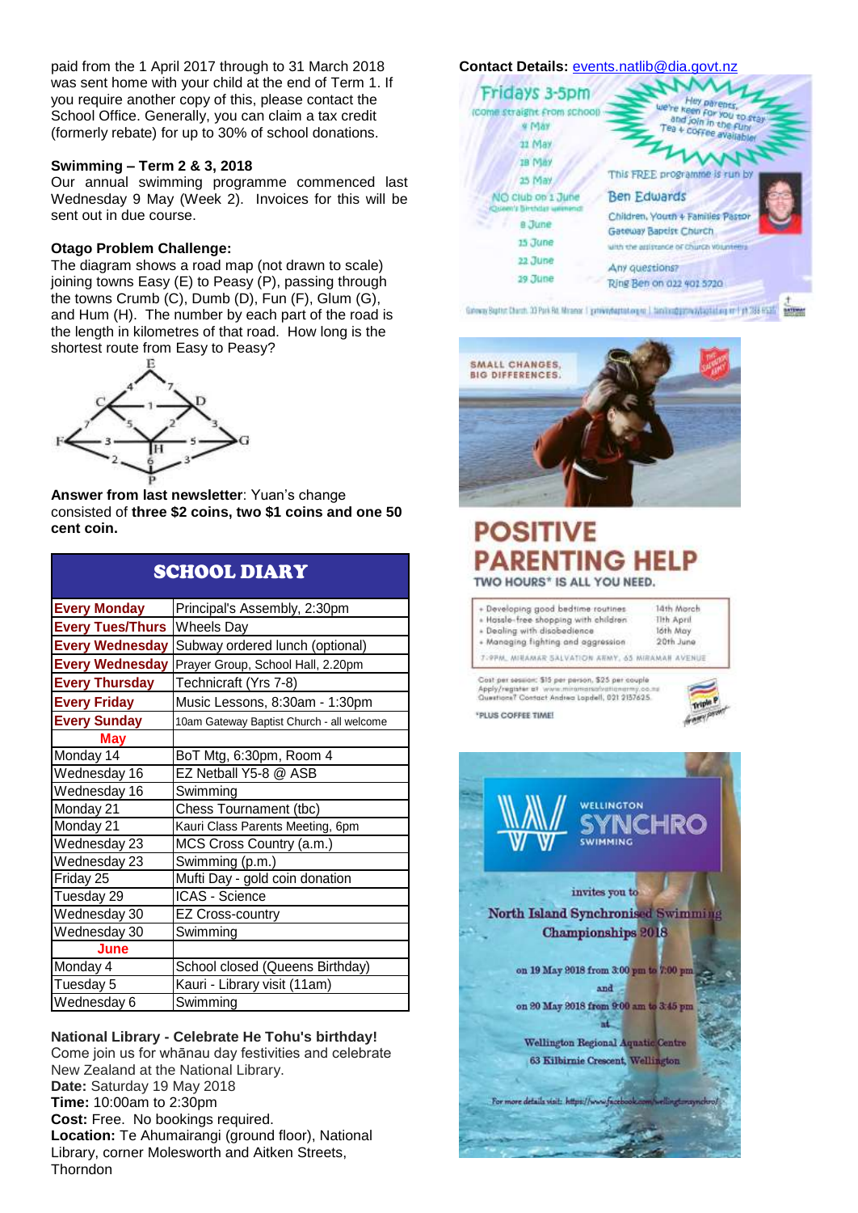paid from the 1 April 2017 through to 31 March 2018 was sent home with your child at the end of Term 1. If you require another copy of this, please contact the School Office. Generally, you can claim a tax credit (formerly rebate) for up to 30% of school donations.

**Swimming – Term 2 & 3, 2018**

Our annual swimming programme commenced last Wednesday 9 May (Week 2). Invoices for this will be sent out in due course.

**Otago Problem Challenge:**

The diagram shows a road map (not drawn to scale) joining towns Easy (E) to Peasy (P), passing through the towns Crumb (C), Dumb (D), Fun (F), Glum (G), and Hum (H). The number by each part of the road is the length in kilometres of that road. How long is the shortest route from Easy to Peasy?

E C D F H G P
4 7 1 5 2 3 7 3 5 6 2 3

**Answer from last newsletter**: Yuan's change consisted of **three $2 coins, two $1 coins and one 50 cent coin.**

## SCHOOL DIARY

| | |
|---|---|
| **Every Monday** | Principal's Assembly, 2:30pm |
| **Every Tues/Thurs** | Wheels Day |
| **Every Wednesday** | Subway ordered lunch (optional) |
| **Every Wednesday** | Prayer Group, School Hall, 2.20pm |
| **Every Thursday** | Technicraft (Yrs 7-8) |
| **Every Friday** | Music Lessons, 8:30am - 1:30pm |
| **Every Sunday** | 10am Gateway Baptist Church - all welcome |
| **May** | |
| Monday 14 | BoT Mtg, 6:30pm, Room 4 |
| Wednesday 16 | EZ Netball Y5-8 @ ASB |
| Wednesday 16 | Swimming |
| Monday 21 | Chess Tournament (tbc) |
| Monday 21 | Kauri Class Parents Meeting, 6pm |
| Wednesday 23 | MCS Cross Country (a.m.) |
| Wednesday 23 | Swimming (p.m.) |
| Friday 25 | Mufti Day - gold coin donation |
| Tuesday 29 | ICAS - Science |
| Wednesday 30 | EZ Cross-country |
| Wednesday 30 | Swimming |
| **June** | |
| Monday 4 | School closed (Queens Birthday) |
| Tuesday 5 | Kauri - Library visit (11am) |
| Wednesday 6 | Swimming |

**National Library - Celebrate He Tohu's birthday!**

Come join us for whānau day festivities and celebrate New Zealand at the National Library.

**Date:** Saturday 19 May 2018
**Time:** 10:00am to 2:30pm
**Cost:** Free. No bookings required.
**Location:** Te Ahumairangi (ground floor), National Library, corner Molesworth and Aitken Streets, Thorndon

**Contact Details:** events.natlib@dia.govt.nz

Fridays 3-5pm (come straight from school)
4 May
11 May
18 May
25 May
NO club on 1 June (Queen's Birthday weekend)
8 June
15 June
22 June
29 June

Hey parents, we're keen for you to stay and join in the fun! Tea + coffee available!

This FREE programme is run by Ben Edwards
Children, Youth + Families Pastor
Gateway Baptist Church
with the assistance of church volunteers

Any questions? Ring Ben on 022 401 5720

SMALL CHANGES, BIG DIFFERENCES.

# POSITIVE PARENTING HELP

TWO HOURS* IS ALL YOU NEED.

| | |
|---|---|
| • Developing good bedtime routines | 14th March |
| • Hassle-free shopping with children | 11th April |
| • Dealing with disobedience | 16th May |
| • Managing fighting and aggression | 20th June |

7-9PM, MIRAMAR SALVATION ARMY, 63 MIRAMAR AVENUE

Cost per session: $15 per person, $25 per couple
Apply/register at www.miramarsalvationarmy.co.nz
Questions? Contact Andrea Lopdell, 021 2157625

*PLUS COFFEE TIME!

WELLINGTON SYNCHRO SWIMMING

invites you to

North Island Synchronised Swimming Championships 2018

on 19 May 2018 from 3:00 pm to 7:00 pm
and
on 20 May 2018 from 9:00 am to 3:45 pm
at
Wellington Regional Aquatic Centre
63 Kilbirnie Crescent, Wellington

For more details visit: https://www.facebook.com/wellingtonsynchro/